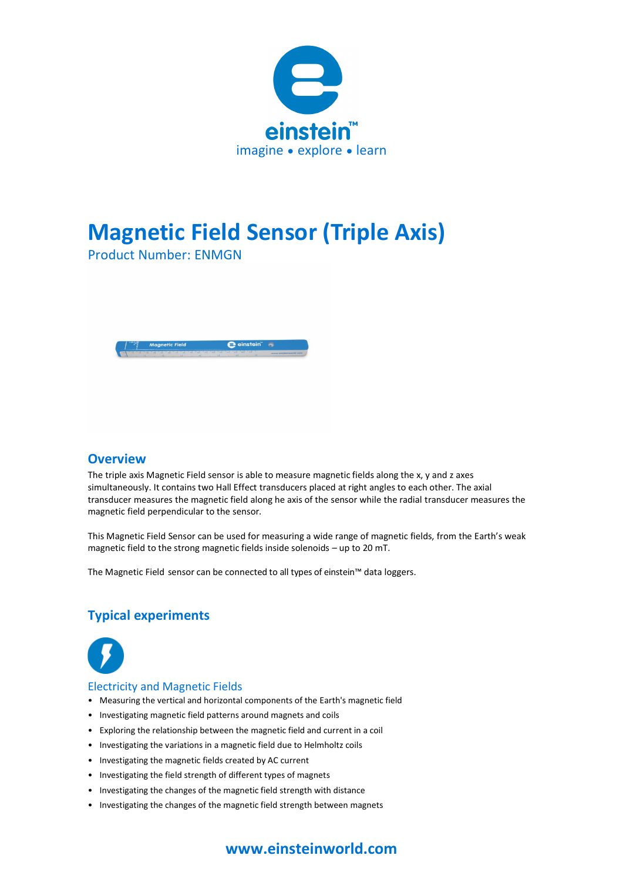einstein™
imagine • explore • learn

# Magnetic Field Sensor (Triple Axis)

Product Number: ENMGN

## Overview

The triple axis Magnetic Field sensor is able to measure magnetic fields along the x, y and z axes simultaneously. It contains two Hall Effect transducers placed at right angles to each other. The axial transducer measures the magnetic field along he axis of the sensor while the radial transducer measures the magnetic field perpendicular to the sensor.

This Magnetic Field Sensor can be used for measuring a wide range of magnetic fields, from the Earth's weak magnetic field to the strong magnetic fields inside solenoids – up to 20 mT.

The Magnetic Field sensor can be connected to all types of einstein™ data loggers.

## Typical experiments

### Electricity and Magnetic Fields

- Measuring the vertical and horizontal components of the Earth's magnetic field
- Investigating magnetic field patterns around magnets and coils
- Exploring the relationship between the magnetic field and current in a coil
- Investigating the variations in a magnetic field due to Helmholtz coils
- Investigating the magnetic fields created by AC current
- Investigating the field strength of different types of magnets
- Investigating the changes of the magnetic field strength with distance
- Investigating the changes of the magnetic field strength between magnets

**www.einsteinworld.com**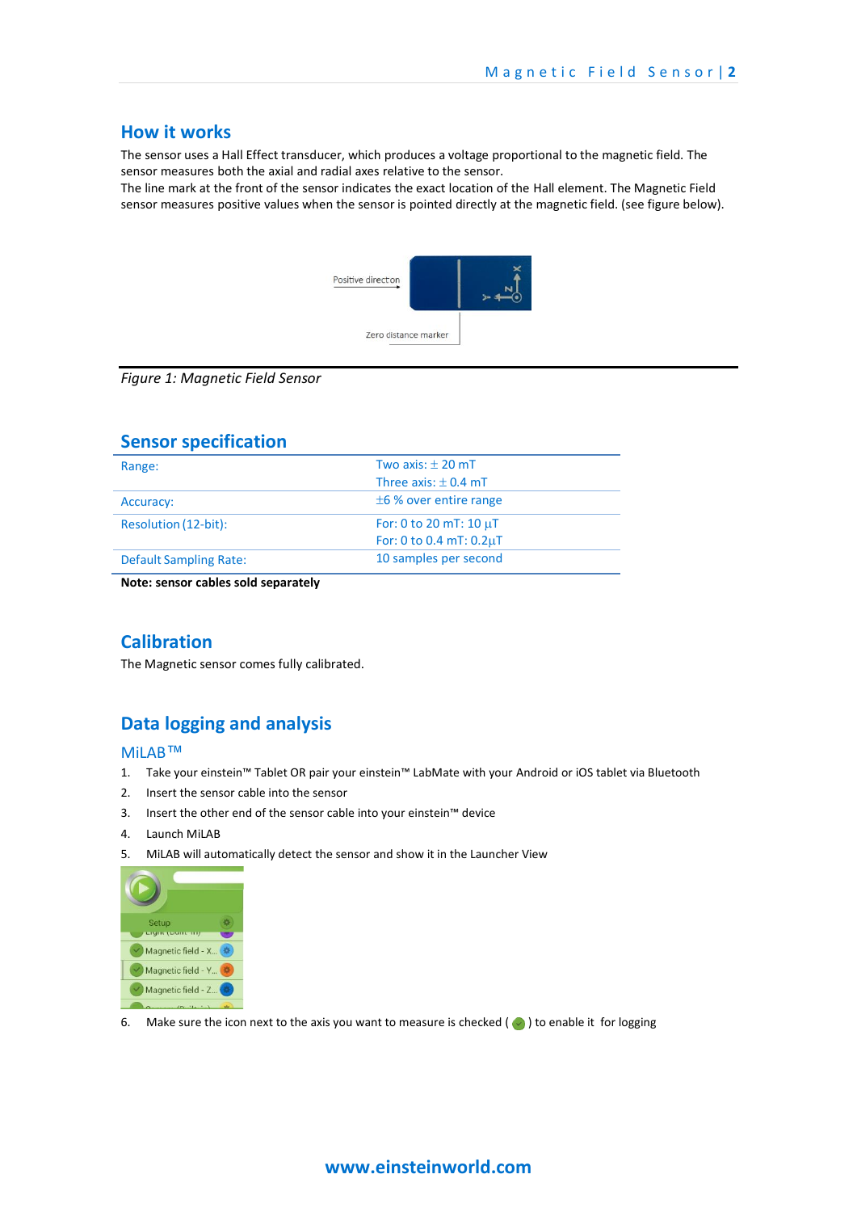## How it works

The sensor uses a Hall Effect transducer, which produces a voltage proportional to the magnetic field. The sensor measures both the axial and radial axes relative to the sensor.
The line mark at the front of the sensor indicates the exact location of the Hall element. The Magnetic Field sensor measures positive values when the sensor is pointed directly at the magnetic field. (see figure below).

Positive directon

Zero distance marker

*Figure 1: Magnetic Field Sensor*

## Sensor specification

| | |
|---|---|
| Range: | Two axis: ± 20 mT<br>Three axis: ± 0.4 mT |
| Accuracy: | ±6 % over entire range |
| Resolution (12-bit): | For: 0 to 20 mT: 10 µT<br>For: 0 to 0.4 mT: 0.2µT |
| Default Sampling Rate: | 10 samples per second |

**Note: sensor cables sold separately**

## Calibration

The Magnetic sensor comes fully calibrated.

## Data logging and analysis

### MiLAB™

1. Take your einstein™ Tablet OR pair your einstein™ LabMate with your Android or iOS tablet via Bluetooth
2. Insert the sensor cable into the sensor
3. Insert the other end of the sensor cable into your einstein™ device
4. Launch MiLAB
5. MiLAB will automatically detect the sensor and show it in the Launcher View

Setup
Magnetic field - X...
Magnetic field - Y...
Magnetic field - Z...

6. Make sure the icon next to the axis you want to measure is checked ( ) to enable it for logging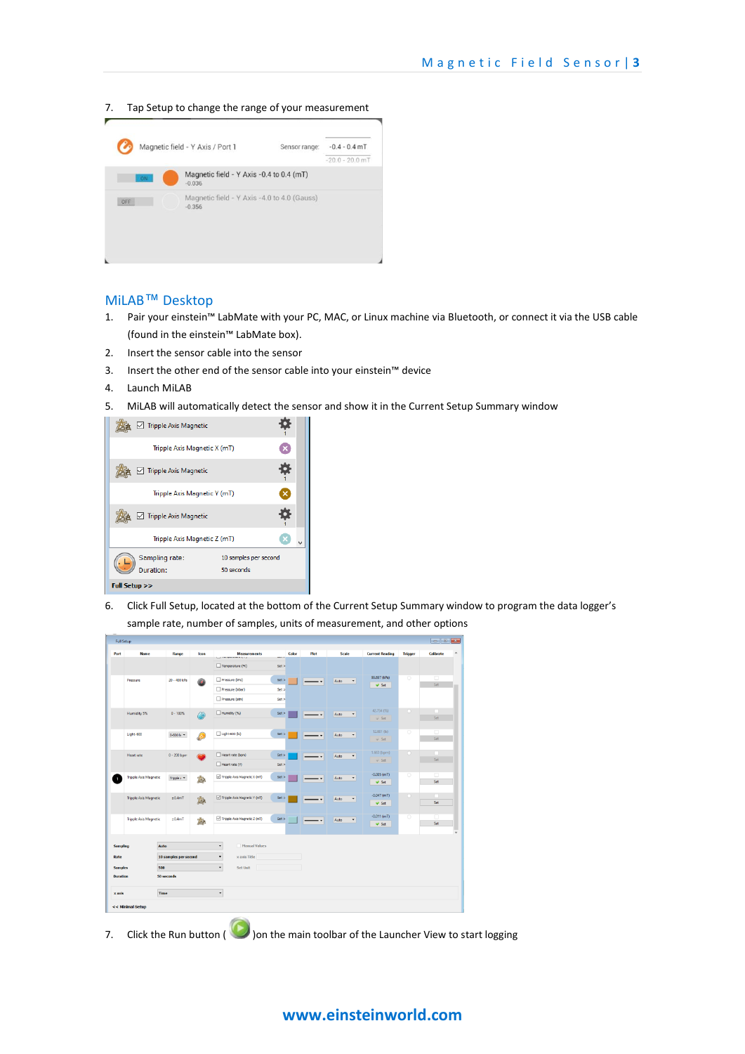7. Tap Setup to change the range of your measurement

## MiLAB™ Desktop

1. Pair your einstein™ LabMate with your PC, MAC, or Linux machine via Bluetooth, or connect it via the USB cable (found in the einstein™ LabMate box).
2. Insert the sensor cable into the sensor
3. Insert the other end of the sensor cable into your einstein™ device
4. Launch MiLAB
5. MiLAB will automatically detect the sensor and show it in the Current Setup Summary window
6. Click Full Setup, located at the bottom of the Current Setup Summary window to program the data logger's sample rate, number of samples, units of measurement, and other options
7. Click the Run button ( )on the main toolbar of the Launcher View to start logging

www.einsteinworld.com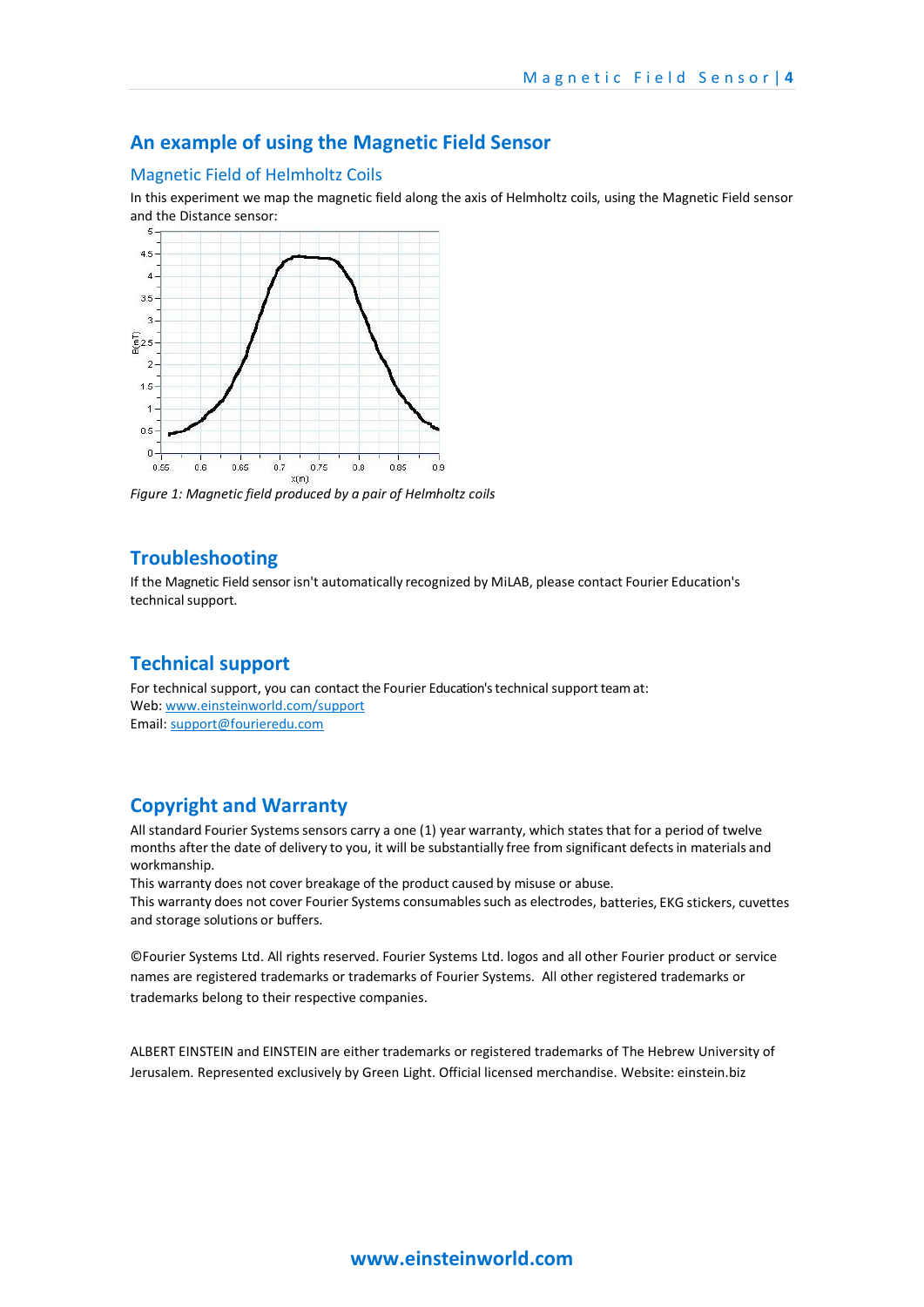## An example of using the Magnetic Field Sensor

### Magnetic Field of Helmholtz Coils

In this experiment we map the magnetic field along the axis of Helmholtz coils, using the Magnetic Field sensor and the Distance sensor:

B(mT)
5
4.5
4
3.5
3
2.5
2
1.5
1
0.5
0
0.55 0.6 0.65 0.7 0.75 0.8 0.85 0.9
x(m)

*Figure 1: Magnetic field produced by a pair of Helmholtz coils*

## Troubleshooting

If the Magnetic Field sensor isn't automatically recognized by MiLAB, please contact Fourier Education's technical support.

## Technical support

For technical support, you can contact the Fourier Education's technical support team at:
Web: [www.einsteinworld.com/support](www.einsteinworld.com/support)
Email: [support@fourieredu.com](mailto:support@fourieredu.com)

## Copyright and Warranty

All standard Fourier Systems sensors carry a one (1) year warranty, which states that for a period of twelve months after the date of delivery to you, it will be substantially free from significant defects in materials and workmanship.
This warranty does not cover breakage of the product caused by misuse or abuse.
This warranty does not cover Fourier Systems consumables such as electrodes, batteries, EKG stickers, cuvettes and storage solutions or buffers.

©Fourier Systems Ltd. All rights reserved. Fourier Systems Ltd. logos and all other Fourier product or service names are registered trademarks or trademarks of Fourier Systems. All other registered trademarks or trademarks belong to their respective companies.

ALBERT EINSTEIN and EINSTEIN are either trademarks or registered trademarks of The Hebrew University of Jerusalem. Represented exclusively by Green Light. Official licensed merchandise. Website: einstein.biz